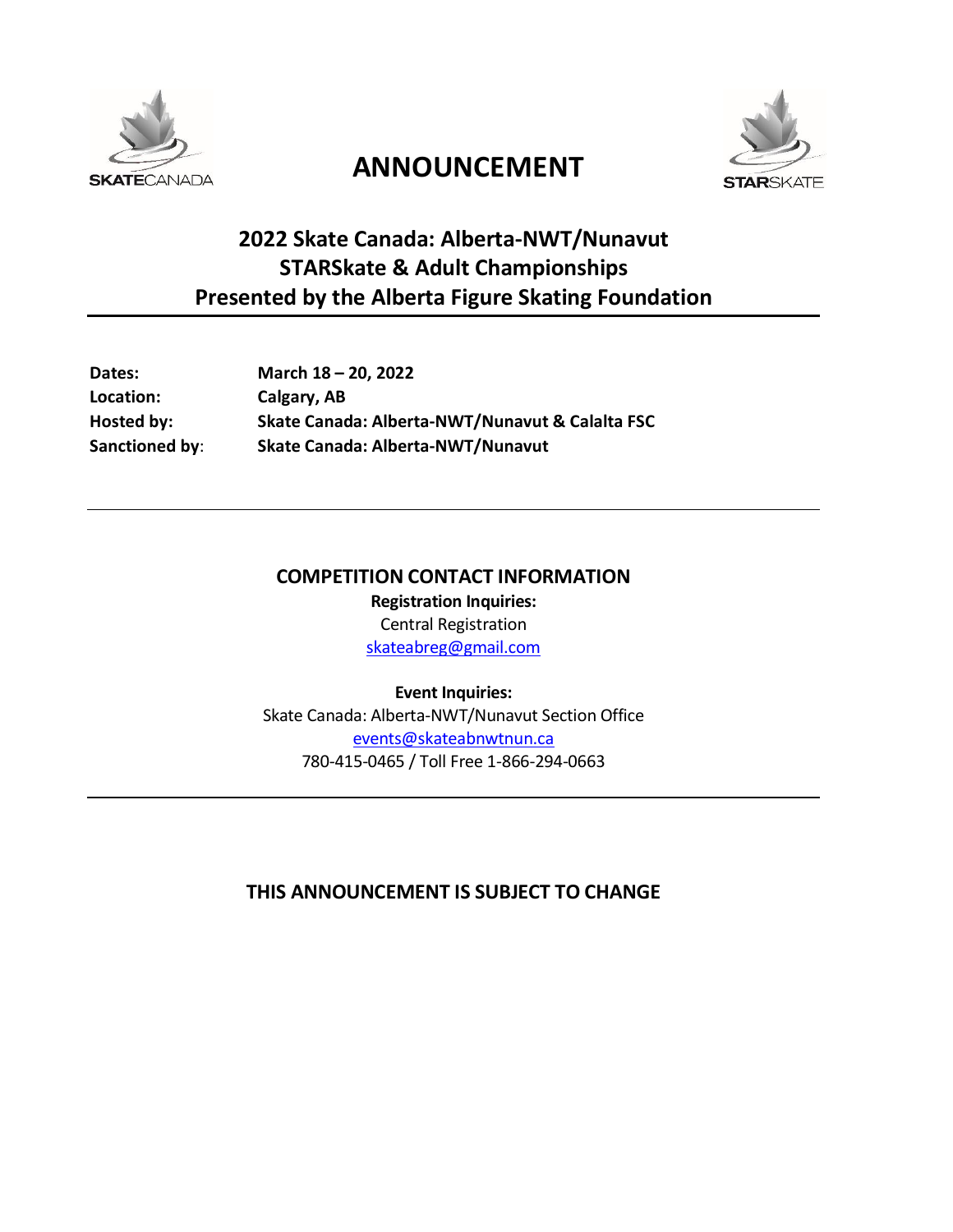# ANNOUNCEMENT

## 2022 Skate Canada: Alberta-NWT/Nunavut STARSkate & Adult Championships Presented by the Alberta Figure Skating Foundation

| | |
|---|---|
| **Dates:** | **March 18 – 20, 2022** |
| **Location:** | **Calgary, AB** |
| **Hosted by:** | **Skate Canada: Alberta-NWT/Nunavut & Calalta FSC** |
| **Sanctioned by**: | **Skate Canada: Alberta-NWT/Nunavut** |

### COMPETITION CONTACT INFORMATION

**Registration Inquiries:**
Central Registration
skateabreg@gmail.com

**Event Inquiries:**
Skate Canada: Alberta-NWT/Nunavut Section Office
events@skateabnwtnun.ca
780-415-0465 / Toll Free 1-866-294-0663

**THIS ANNOUNCEMENT IS SUBJECT TO CHANGE**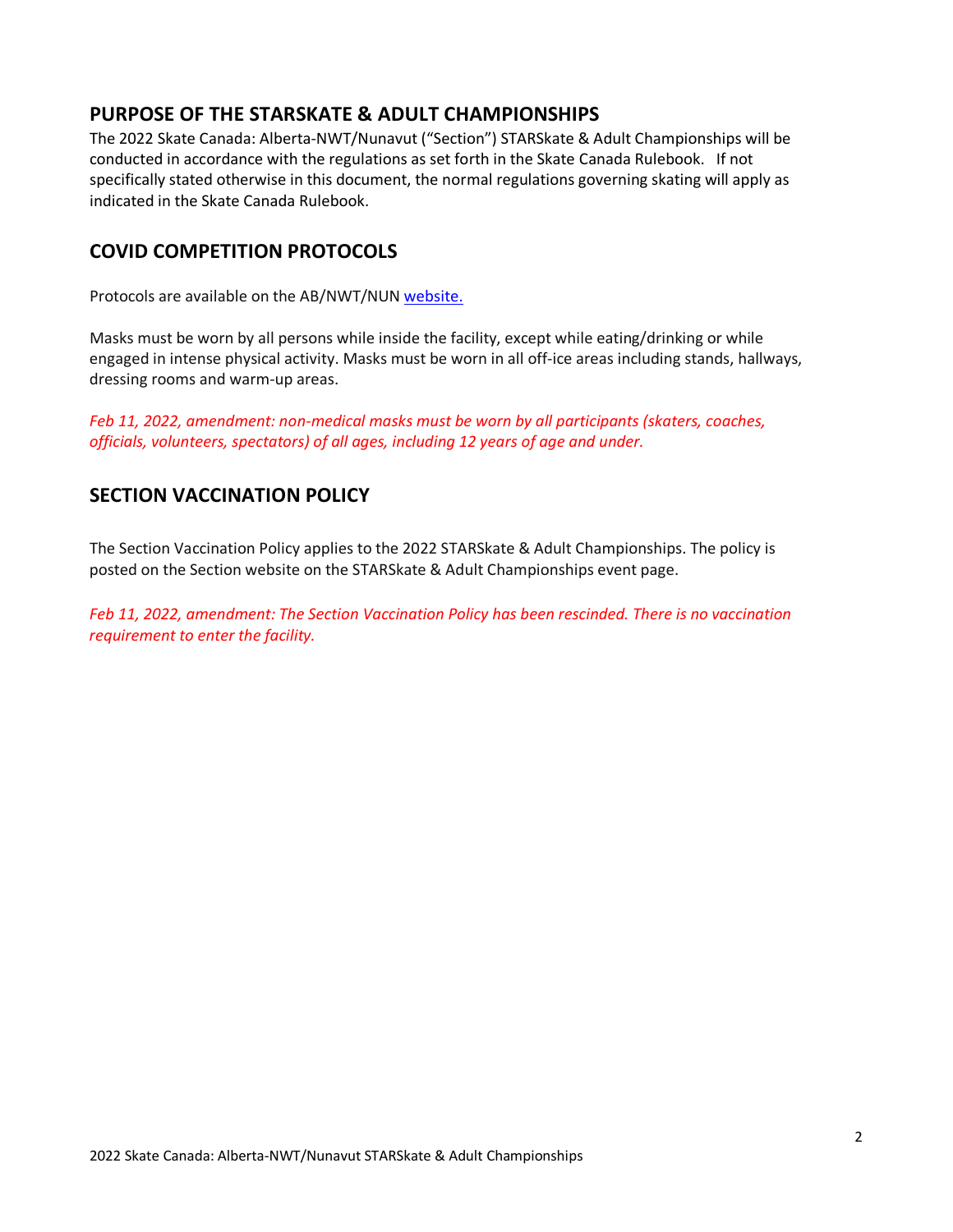## PURPOSE OF THE STARSKATE & ADULT CHAMPIONSHIPS

The 2022 Skate Canada: Alberta-NWT/Nunavut ("Section") STARSkate & Adult Championships will be conducted in accordance with the regulations as set forth in the Skate Canada Rulebook. If not specifically stated otherwise in this document, the normal regulations governing skating will apply as indicated in the Skate Canada Rulebook.

## COVID COMPETITION PROTOCOLS

Protocols are available on the AB/NWT/NUN website.

Masks must be worn by all persons while inside the facility, except while eating/drinking or while engaged in intense physical activity. Masks must be worn in all off-ice areas including stands, hallways, dressing rooms and warm-up areas.

*Feb 11, 2022, amendment: non-medical masks must be worn by all participants (skaters, coaches, officials, volunteers, spectators) of all ages, including 12 years of age and under.*

## SECTION VACCINATION POLICY

The Section Vaccination Policy applies to the 2022 STARSkate & Adult Championships. The policy is posted on the Section website on the STARSkate & Adult Championships event page.

*Feb 11, 2022, amendment: The Section Vaccination Policy has been rescinded. There is no vaccination requirement to enter the facility.*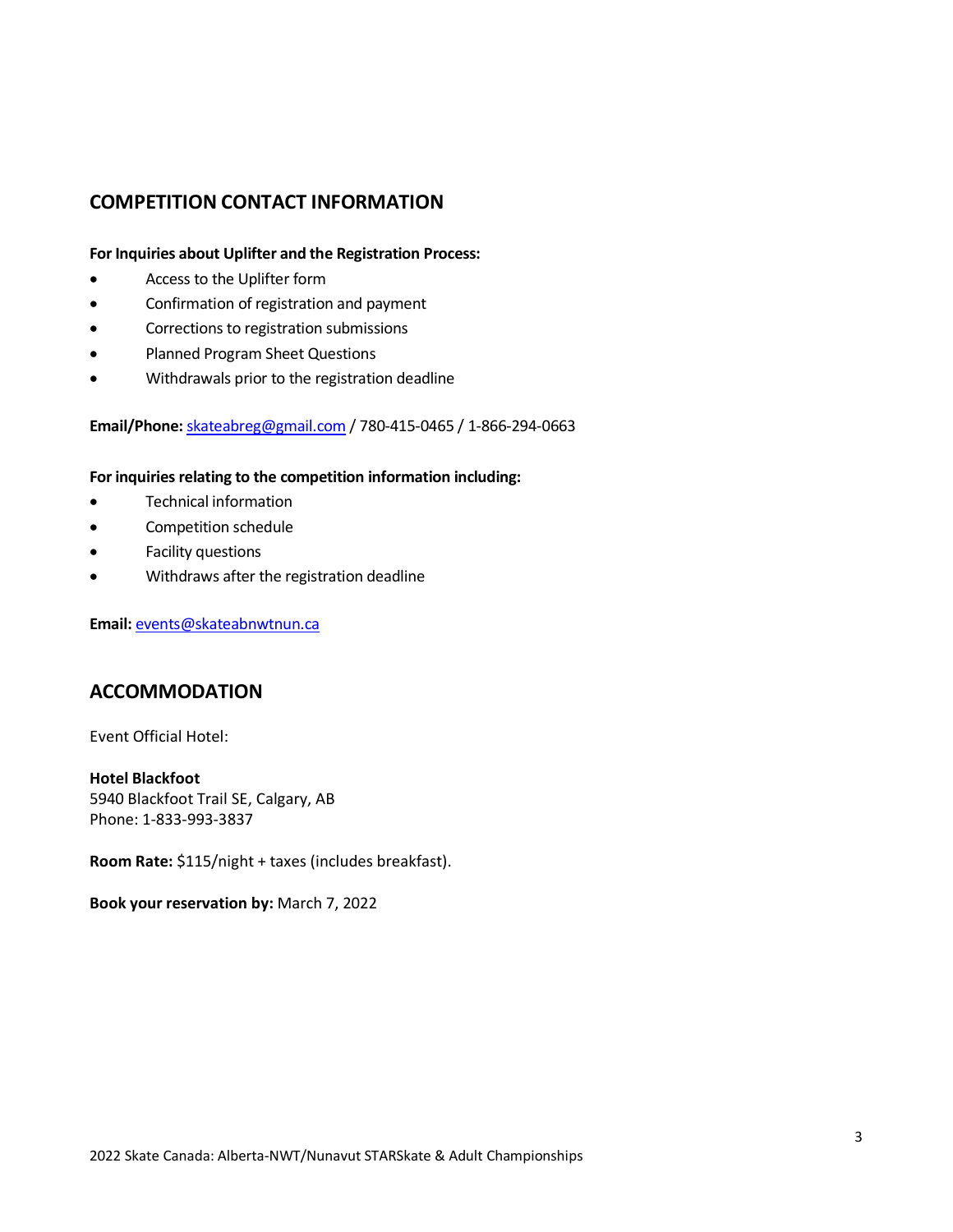## COMPETITION CONTACT INFORMATION

**For Inquiries about Uplifter and the Registration Process:**

- Access to the Uplifter form
- Confirmation of registration and payment
- Corrections to registration submissions
- Planned Program Sheet Questions
- Withdrawals prior to the registration deadline

**Email/Phone:** skateabreg@gmail.com / 780-415-0465 / 1-866-294-0663

**For inquiries relating to the competition information including:**

- Technical information
- Competition schedule
- Facility questions
- Withdraws after the registration deadline

**Email:** events@skateabnwtnun.ca

## ACCOMMODATION

Event Official Hotel:

**Hotel Blackfoot**
5940 Blackfoot Trail SE, Calgary, AB
Phone: 1-833-993-3837

**Room Rate:** $115/night + taxes (includes breakfast).

**Book your reservation by:** March 7, 2022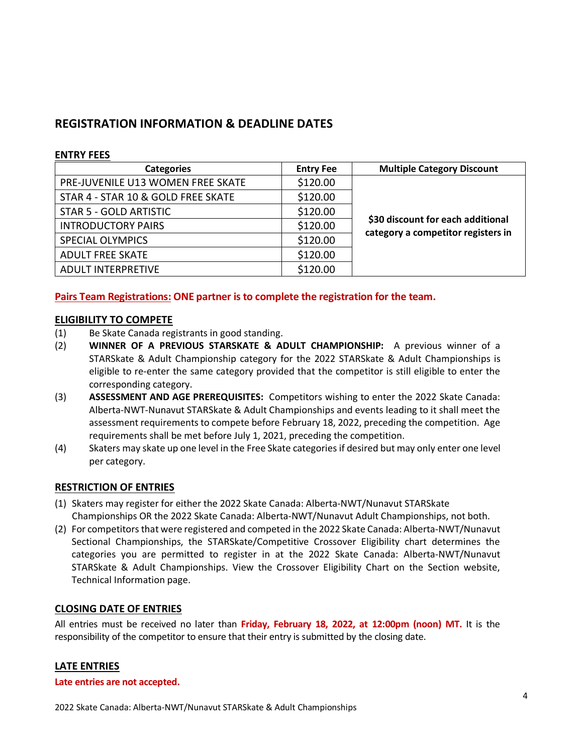## REGISTRATION INFORMATION & DEADLINE DATES

### ENTRY FEES

| Categories | Entry Fee | Multiple Category Discount |
|---|---|---|
| PRE-JUVENILE U13 WOMEN FREE SKATE | $120.00 | **$30 discount for each additional category a competitor registers in** |
| STAR 4 - STAR 10 & GOLD FREE SKATE | $120.00 | |
| STAR 5 - GOLD ARTISTIC | $120.00 | |
| INTRODUCTORY PAIRS | $120.00 | |
| SPECIAL OLYMPICS | $120.00 | |
| ADULT FREE SKATE | $120.00 | |
| ADULT INTERPRETIVE | $120.00 | |

**Pairs Team Registrations: ONE partner is to complete the registration for the team.**

### ELIGIBILITY TO COMPETE

(1) Be Skate Canada registrants in good standing.

(2) **WINNER OF A PREVIOUS STARSKATE & ADULT CHAMPIONSHIP:** A previous winner of a STARSkate & Adult Championship category for the 2022 STARSkate & Adult Championships is eligible to re-enter the same category provided that the competitor is still eligible to enter the corresponding category.

(3) **ASSESSMENT AND AGE PREREQUISITES:** Competitors wishing to enter the 2022 Skate Canada: Alberta-NWT-Nunavut STARSkate & Adult Championships and events leading to it shall meet the assessment requirements to compete before February 18, 2022, preceding the competition. Age requirements shall be met before July 1, 2021, preceding the competition.

(4) Skaters may skate up one level in the Free Skate categories if desired but may only enter one level per category.

### RESTRICTION OF ENTRIES

(1) Skaters may register for either the 2022 Skate Canada: Alberta-NWT/Nunavut STARSkate Championships OR the 2022 Skate Canada: Alberta-NWT/Nunavut Adult Championships, not both.

(2) For competitors that were registered and competed in the 2022 Skate Canada: Alberta-NWT/Nunavut Sectional Championships, the STARSkate/Competitive Crossover Eligibility chart determines the categories you are permitted to register in at the 2022 Skate Canada: Alberta-NWT/Nunavut STARSkate & Adult Championships. View the Crossover Eligibility Chart on the Section website, Technical Information page.

### CLOSING DATE OF ENTRIES

All entries must be received no later than **Friday, February 18, 2022, at 12:00pm (noon) MT.** It is the responsibility of the competitor to ensure that their entry is submitted by the closing date.

### LATE ENTRIES

**Late entries are not accepted.**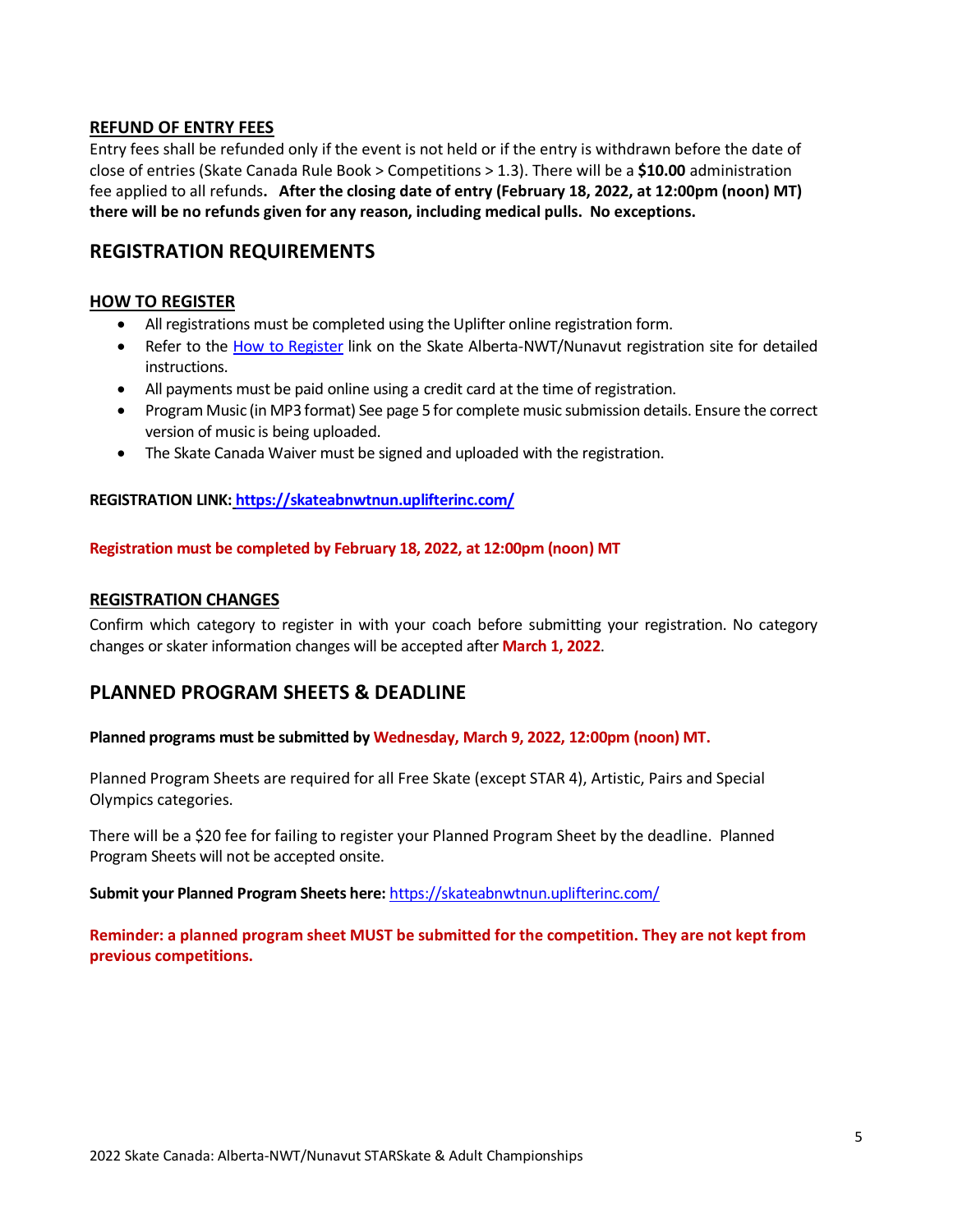### REFUND OF ENTRY FEES

Entry fees shall be refunded only if the event is not held or if the entry is withdrawn before the date of close of entries (Skate Canada Rule Book > Competitions > 1.3). There will be a **$10.00** administration fee applied to all refunds**. After the closing date of entry (February 18, 2022, at 12:00pm (noon) MT) there will be no refunds given for any reason, including medical pulls. No exceptions.**

## REGISTRATION REQUIREMENTS

### HOW TO REGISTER

- All registrations must be completed using the Uplifter online registration form.
- Refer to the How to Register link on the Skate Alberta-NWT/Nunavut registration site for detailed instructions.
- All payments must be paid online using a credit card at the time of registration.
- Program Music (in MP3 format) See page 5 for complete music submission details. Ensure the correct version of music is being uploaded.
- The Skate Canada Waiver must be signed and uploaded with the registration.

**REGISTRATION LINK: https://skateabnwtnun.uplifterinc.com/**

**Registration must be completed by February 18, 2022, at 12:00pm (noon) MT**

### REGISTRATION CHANGES

Confirm which category to register in with your coach before submitting your registration. No category changes or skater information changes will be accepted after **March 1, 2022**.

## PLANNED PROGRAM SHEETS & DEADLINE

**Planned programs must be submitted by Wednesday, March 9, 2022, 12:00pm (noon) MT.**

Planned Program Sheets are required for all Free Skate (except STAR 4), Artistic, Pairs and Special Olympics categories.

There will be a $20 fee for failing to register your Planned Program Sheet by the deadline. Planned Program Sheets will not be accepted onsite.

**Submit your Planned Program Sheets here:** https://skateabnwtnun.uplifterinc.com/

**Reminder: a planned program sheet MUST be submitted for the competition. They are not kept from previous competitions.**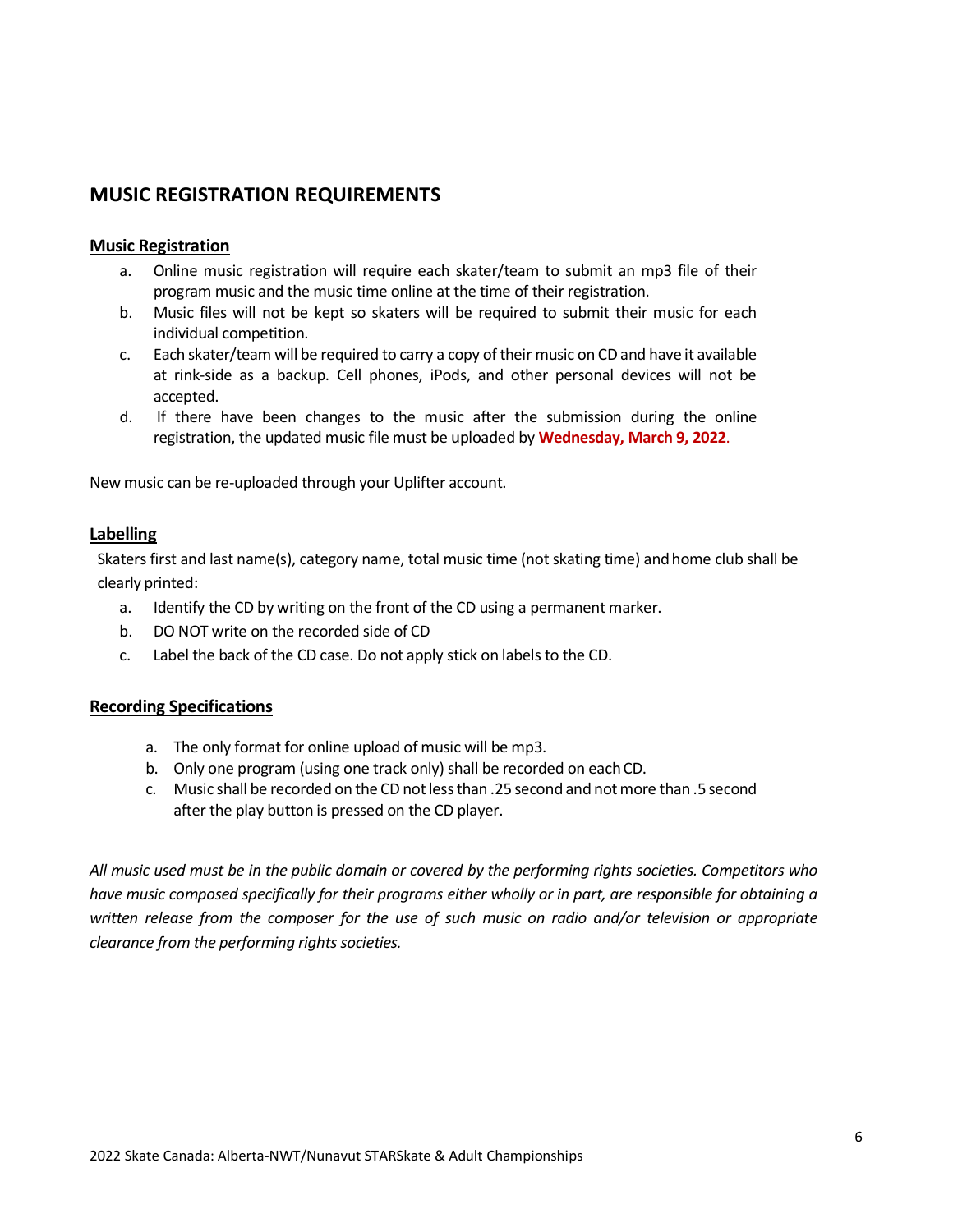## MUSIC REGISTRATION REQUIREMENTS

### Music Registration

a. Online music registration will require each skater/team to submit an mp3 file of their program music and the music time online at the time of their registration.
b. Music files will not be kept so skaters will be required to submit their music for each individual competition.
c. Each skater/team will be required to carry a copy of their music on CD and have it available at rink-side as a backup. Cell phones, iPods, and other personal devices will not be accepted.
d. If there have been changes to the music after the submission during the online registration, the updated music file must be uploaded by **Wednesday, March 9, 2022**.

New music can be re-uploaded through your Uplifter account.

### Labelling

Skaters first and last name(s), category name, total music time (not skating time) and home club shall be clearly printed:

a. Identify the CD by writing on the front of the CD using a permanent marker.
b. DO NOT write on the recorded side of CD
c. Label the back of the CD case. Do not apply stick on labels to the CD.

### Recording Specifications

a. The only format for online upload of music will be mp3.
b. Only one program (using one track only) shall be recorded on each CD.
c. Music shall be recorded on the CD not less than .25 second and not more than .5 second after the play button is pressed on the CD player.

*All music used must be in the public domain or covered by the performing rights societies. Competitors who have music composed specifically for their programs either wholly or in part, are responsible for obtaining a written release from the composer for the use of such music on radio and/or television or appropriate clearance from the performing rights societies.*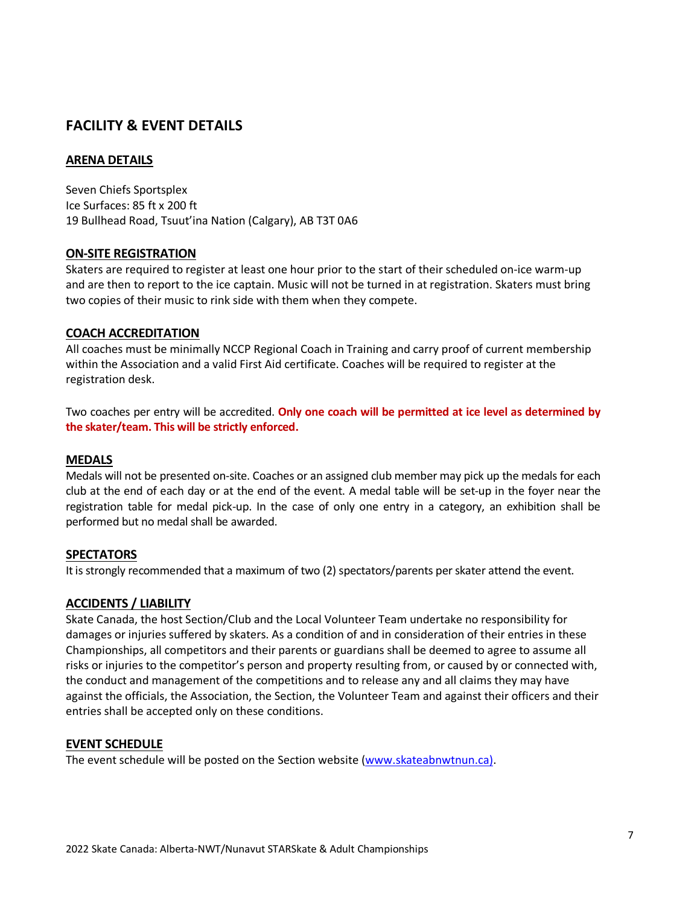## FACILITY & EVENT DETAILS

### ARENA DETAILS

Seven Chiefs Sportsplex
Ice Surfaces: 85 ft x 200 ft
19 Bullhead Road, Tsuut'ina Nation (Calgary), AB T3T 0A6

### ON-SITE REGISTRATION

Skaters are required to register at least one hour prior to the start of their scheduled on-ice warm-up and are then to report to the ice captain. Music will not be turned in at registration. Skaters must bring two copies of their music to rink side with them when they compete.

### COACH ACCREDITATION

All coaches must be minimally NCCP Regional Coach in Training and carry proof of current membership within the Association and a valid First Aid certificate. Coaches will be required to register at the registration desk.

Two coaches per entry will be accredited. **Only one coach will be permitted at ice level as determined by the skater/team. This will be strictly enforced.**

### MEDALS

Medals will not be presented on-site. Coaches or an assigned club member may pick up the medals for each club at the end of each day or at the end of the event. A medal table will be set-up in the foyer near the registration table for medal pick-up. In the case of only one entry in a category, an exhibition shall be performed but no medal shall be awarded.

### SPECTATORS

It is strongly recommended that a maximum of two (2) spectators/parents per skater attend the event.

### ACCIDENTS / LIABILITY

Skate Canada, the host Section/Club and the Local Volunteer Team undertake no responsibility for damages or injuries suffered by skaters. As a condition of and in consideration of their entries in these Championships, all competitors and their parents or guardians shall be deemed to agree to assume all risks or injuries to the competitor's person and property resulting from, or caused by or connected with, the conduct and management of the competitions and to release any and all claims they may have against the officials, the Association, the Section, the Volunteer Team and against their officers and their entries shall be accepted only on these conditions.

### EVENT SCHEDULE

The event schedule will be posted on the Section website (www.skateabnwtnun.ca).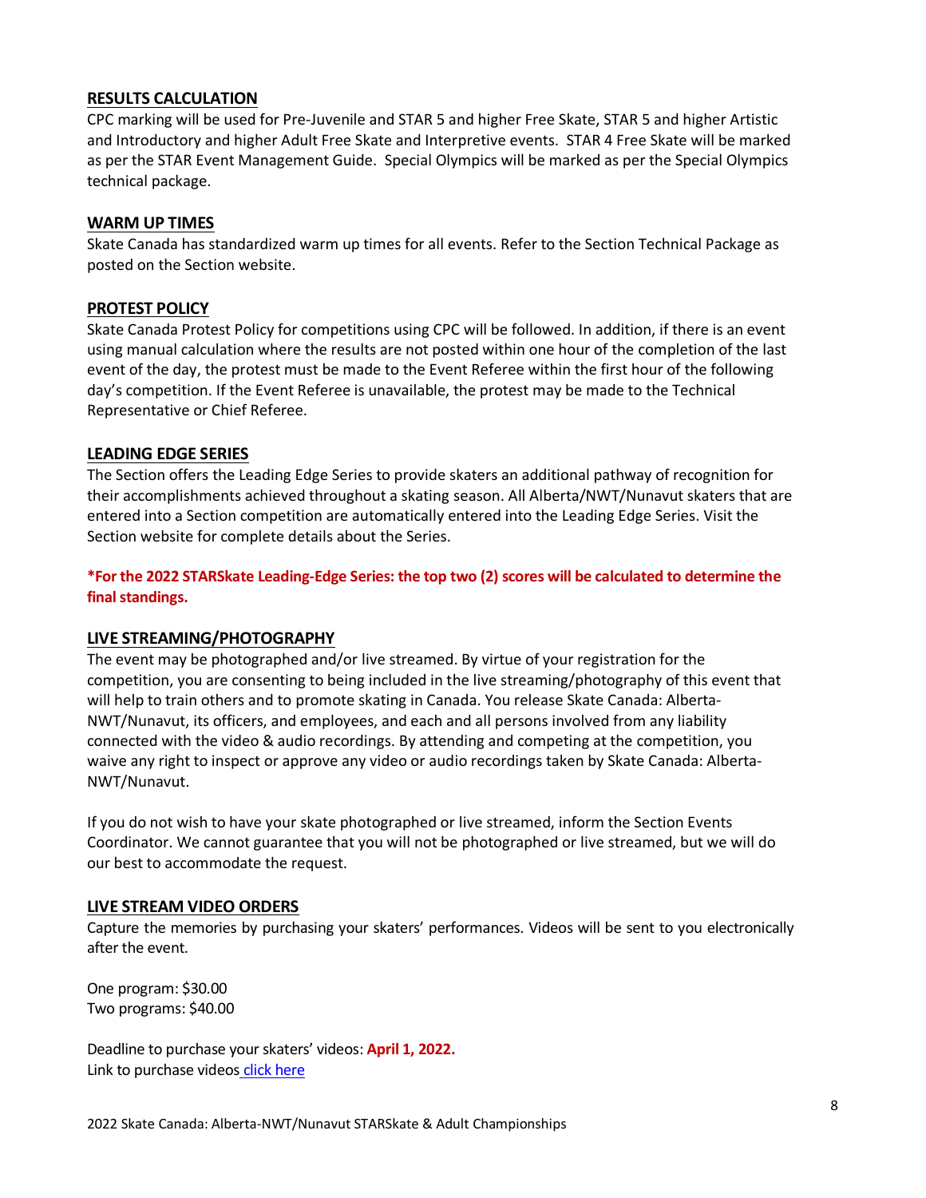## RESULTS CALCULATION

CPC marking will be used for Pre-Juvenile and STAR 5 and higher Free Skate, STAR 5 and higher Artistic and Introductory and higher Adult Free Skate and Interpretive events. STAR 4 Free Skate will be marked as per the STAR Event Management Guide. Special Olympics will be marked as per the Special Olympics technical package.

## WARM UP TIMES

Skate Canada has standardized warm up times for all events. Refer to the Section Technical Package as posted on the Section website.

## PROTEST POLICY

Skate Canada Protest Policy for competitions using CPC will be followed. In addition, if there is an event using manual calculation where the results are not posted within one hour of the completion of the last event of the day, the protest must be made to the Event Referee within the first hour of the following day's competition. If the Event Referee is unavailable, the protest may be made to the Technical Representative or Chief Referee.

## LEADING EDGE SERIES

The Section offers the Leading Edge Series to provide skaters an additional pathway of recognition for their accomplishments achieved throughout a skating season. All Alberta/NWT/Nunavut skaters that are entered into a Section competition are automatically entered into the Leading Edge Series. Visit the Section website for complete details about the Series.

**\*For the 2022 STARSkate Leading-Edge Series: the top two (2) scores will be calculated to determine the final standings.**

## LIVE STREAMING/PHOTOGRAPHY

The event may be photographed and/or live streamed. By virtue of your registration for the competition, you are consenting to being included in the live streaming/photography of this event that will help to train others and to promote skating in Canada. You release Skate Canada: Alberta-NWT/Nunavut, its officers, and employees, and each and all persons involved from any liability connected with the video & audio recordings. By attending and competing at the competition, you waive any right to inspect or approve any video or audio recordings taken by Skate Canada: Alberta-NWT/Nunavut.

If you do not wish to have your skate photographed or live streamed, inform the Section Events Coordinator. We cannot guarantee that you will not be photographed or live streamed, but we will do our best to accommodate the request.

## LIVE STREAM VIDEO ORDERS

Capture the memories by purchasing your skaters' performances. Videos will be sent to you electronically after the event.

One program: $30.00
Two programs: $40.00

Deadline to purchase your skaters' videos: **April 1, 2022.**
Link to purchase videos click here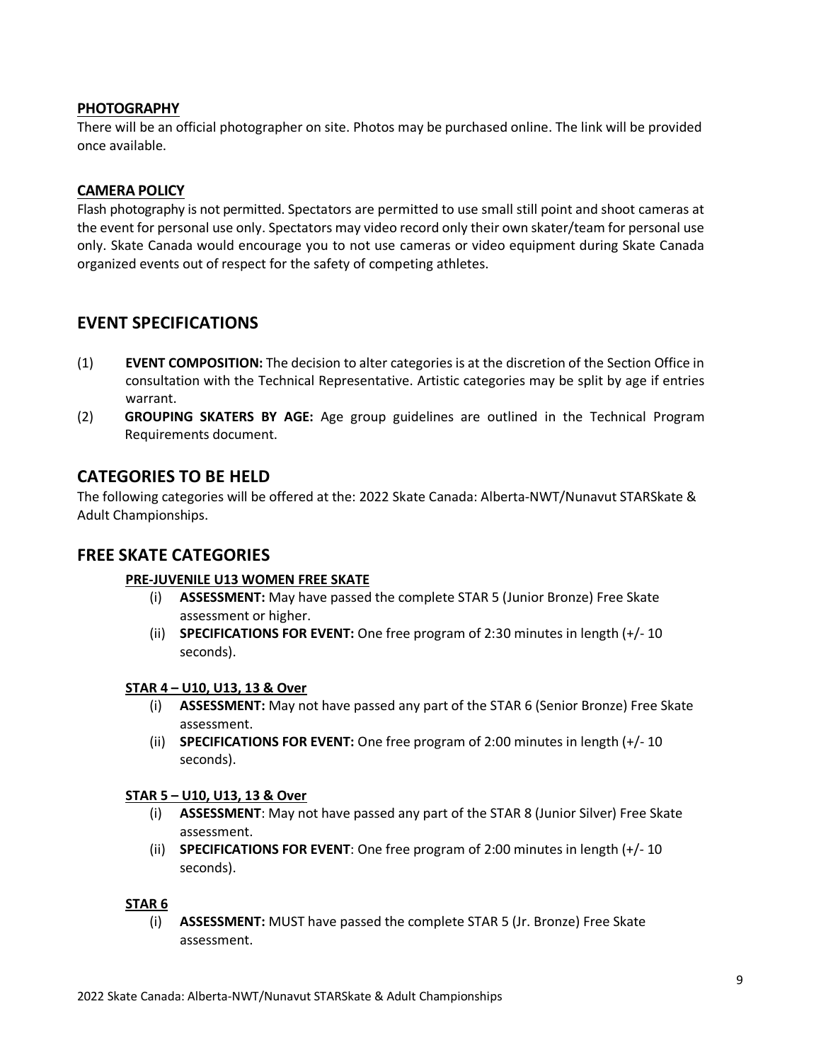### PHOTOGRAPHY

There will be an official photographer on site. Photos may be purchased online. The link will be provided once available.

### CAMERA POLICY

Flash photography is not permitted. Spectators are permitted to use small still point and shoot cameras at the event for personal use only. Spectators may video record only their own skater/team for personal use only. Skate Canada would encourage you to not use cameras or video equipment during Skate Canada organized events out of respect for the safety of competing athletes.

## EVENT SPECIFICATIONS

(1) **EVENT COMPOSITION:** The decision to alter categories is at the discretion of the Section Office in consultation with the Technical Representative. Artistic categories may be split by age if entries warrant.

(2) **GROUPING SKATERS BY AGE:** Age group guidelines are outlined in the Technical Program Requirements document.

## CATEGORIES TO BE HELD

The following categories will be offered at the: 2022 Skate Canada: Alberta-NWT/Nunavut STARSkate & Adult Championships.

## FREE SKATE CATEGORIES

### PRE-JUVENILE U13 WOMEN FREE SKATE

(i) **ASSESSMENT:** May have passed the complete STAR 5 (Junior Bronze) Free Skate assessment or higher.

(ii) **SPECIFICATIONS FOR EVENT:** One free program of 2:30 minutes in length (+/- 10 seconds).

### STAR 4 – U10, U13, 13 & Over

(i) **ASSESSMENT:** May not have passed any part of the STAR 6 (Senior Bronze) Free Skate assessment.

(ii) **SPECIFICATIONS FOR EVENT:** One free program of 2:00 minutes in length (+/- 10 seconds).

### STAR 5 – U10, U13, 13 & Over

(i) **ASSESSMENT**: May not have passed any part of the STAR 8 (Junior Silver) Free Skate assessment.

(ii) **SPECIFICATIONS FOR EVENT**: One free program of 2:00 minutes in length (+/- 10 seconds).

### STAR 6

(i) **ASSESSMENT:** MUST have passed the complete STAR 5 (Jr. Bronze) Free Skate assessment.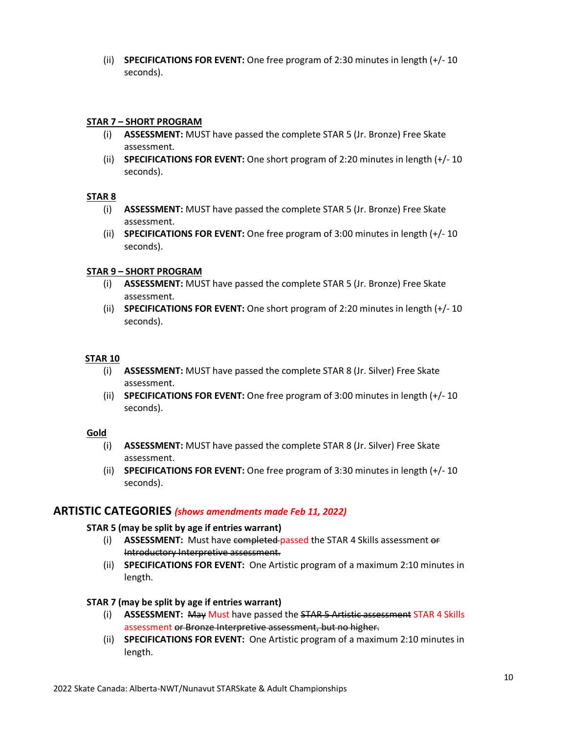(ii) **SPECIFICATIONS FOR EVENT:** One free program of 2:30 minutes in length (+/- 10 seconds).

**STAR 7 – SHORT PROGRAM**

(i) **ASSESSMENT:** MUST have passed the complete STAR 5 (Jr. Bronze) Free Skate assessment.

(ii) **SPECIFICATIONS FOR EVENT:** One short program of 2:20 minutes in length (+/- 10 seconds).

**STAR 8**

(i) **ASSESSMENT:** MUST have passed the complete STAR 5 (Jr. Bronze) Free Skate assessment.

(ii) **SPECIFICATIONS FOR EVENT:** One free program of 3:00 minutes in length (+/- 10 seconds).

**STAR 9 – SHORT PROGRAM**

(i) **ASSESSMENT:** MUST have passed the complete STAR 5 (Jr. Bronze) Free Skate assessment.

(ii) **SPECIFICATIONS FOR EVENT:** One short program of 2:20 minutes in length (+/- 10 seconds).

**STAR 10**

(i) **ASSESSMENT:** MUST have passed the complete STAR 8 (Jr. Silver) Free Skate assessment.

(ii) **SPECIFICATIONS FOR EVENT:** One free program of 3:00 minutes in length (+/- 10 seconds).

**Gold**

(i) **ASSESSMENT:** MUST have passed the complete STAR 8 (Jr. Silver) Free Skate assessment.

(ii) **SPECIFICATIONS FOR EVENT:** One free program of 3:30 minutes in length (+/- 10 seconds).

## ARTISTIC CATEGORIES *(shows amendments made Feb 11, 2022)*

**STAR 5 (may be split by age if entries warrant)**

(i) **ASSESSMENT:** Must have ~~completed~~ passed the STAR 4 Skills assessment ~~or Introductory Interpretive assessment.~~

(ii) **SPECIFICATIONS FOR EVENT:** One Artistic program of a maximum 2:10 minutes in length.

**STAR 7 (may be split by age if entries warrant)**

(i) **ASSESSMENT:** ~~May~~ Must have passed the ~~STAR 5 Artistic assessment~~ STAR 4 Skills assessment ~~or Bronze Interpretive assessment, but no higher.~~

(ii) **SPECIFICATIONS FOR EVENT:** One Artistic program of a maximum 2:10 minutes in length.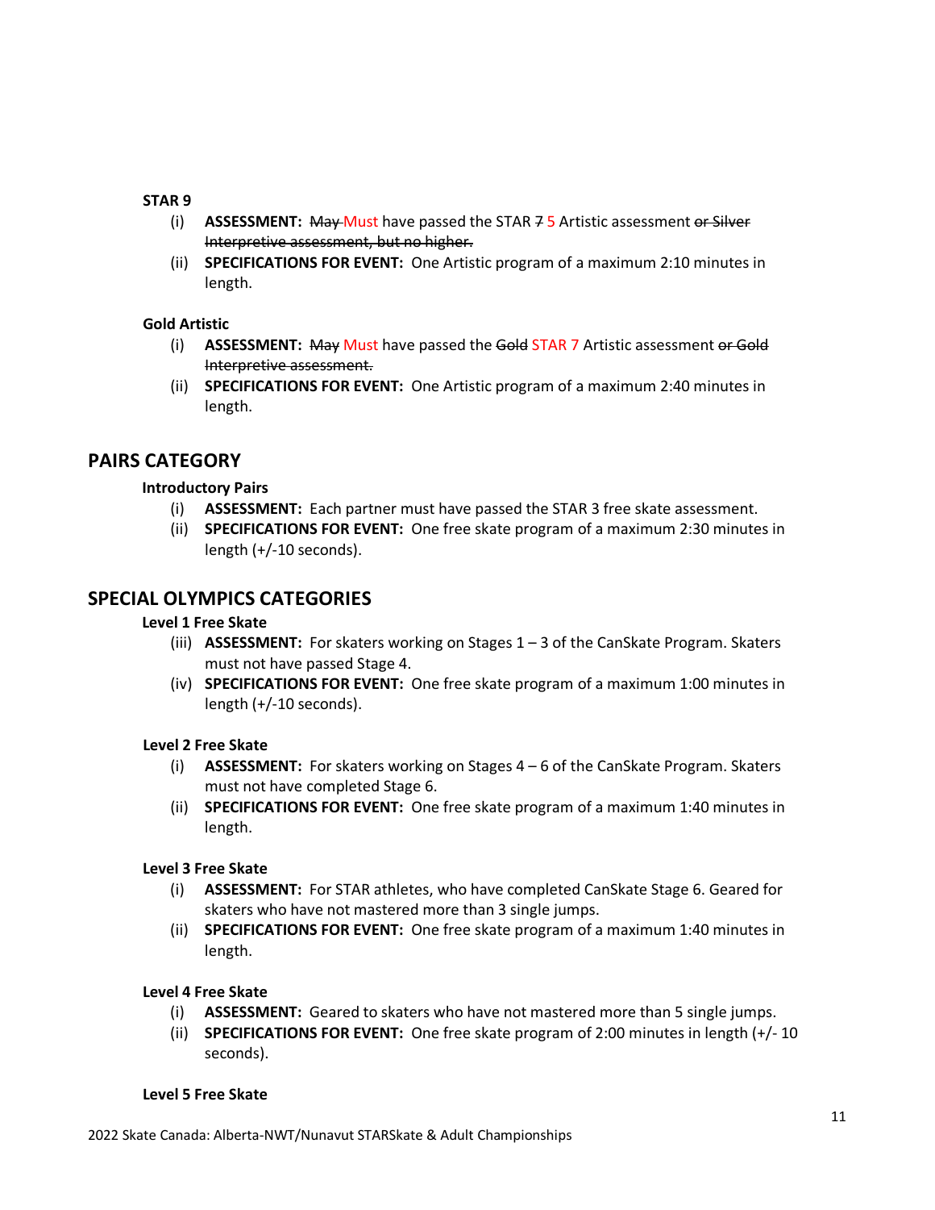**STAR 9**

(i) **ASSESSMENT:** ~~May~~ Must have passed the STAR ~~7~~ 5 Artistic assessment ~~or Silver Interpretive assessment, but no higher.~~

(ii) **SPECIFICATIONS FOR EVENT:** One Artistic program of a maximum 2:10 minutes in length.

**Gold Artistic**

(i) **ASSESSMENT:** ~~May~~ Must have passed the ~~Gold~~ STAR 7 Artistic assessment ~~or Gold Interpretive assessment.~~

(ii) **SPECIFICATIONS FOR EVENT:** One Artistic program of a maximum 2:40 minutes in length.

## PAIRS CATEGORY

**Introductory Pairs**

(i) **ASSESSMENT:** Each partner must have passed the STAR 3 free skate assessment.

(ii) **SPECIFICATIONS FOR EVENT:** One free skate program of a maximum 2:30 minutes in length (+/-10 seconds).

## SPECIAL OLYMPICS CATEGORIES

**Level 1 Free Skate**

(iii) **ASSESSMENT:** For skaters working on Stages 1 – 3 of the CanSkate Program. Skaters must not have passed Stage 4.

(iv) **SPECIFICATIONS FOR EVENT:** One free skate program of a maximum 1:00 minutes in length (+/-10 seconds).

**Level 2 Free Skate**

(i) **ASSESSMENT:** For skaters working on Stages 4 – 6 of the CanSkate Program. Skaters must not have completed Stage 6.

(ii) **SPECIFICATIONS FOR EVENT:** One free skate program of a maximum 1:40 minutes in length.

**Level 3 Free Skate**

(i) **ASSESSMENT:** For STAR athletes, who have completed CanSkate Stage 6. Geared for skaters who have not mastered more than 3 single jumps.

(ii) **SPECIFICATIONS FOR EVENT:** One free skate program of a maximum 1:40 minutes in length.

**Level 4 Free Skate**

(i) **ASSESSMENT:** Geared to skaters who have not mastered more than 5 single jumps.

(ii) **SPECIFICATIONS FOR EVENT:** One free skate program of 2:00 minutes in length (+/- 10 seconds).

**Level 5 Free Skate**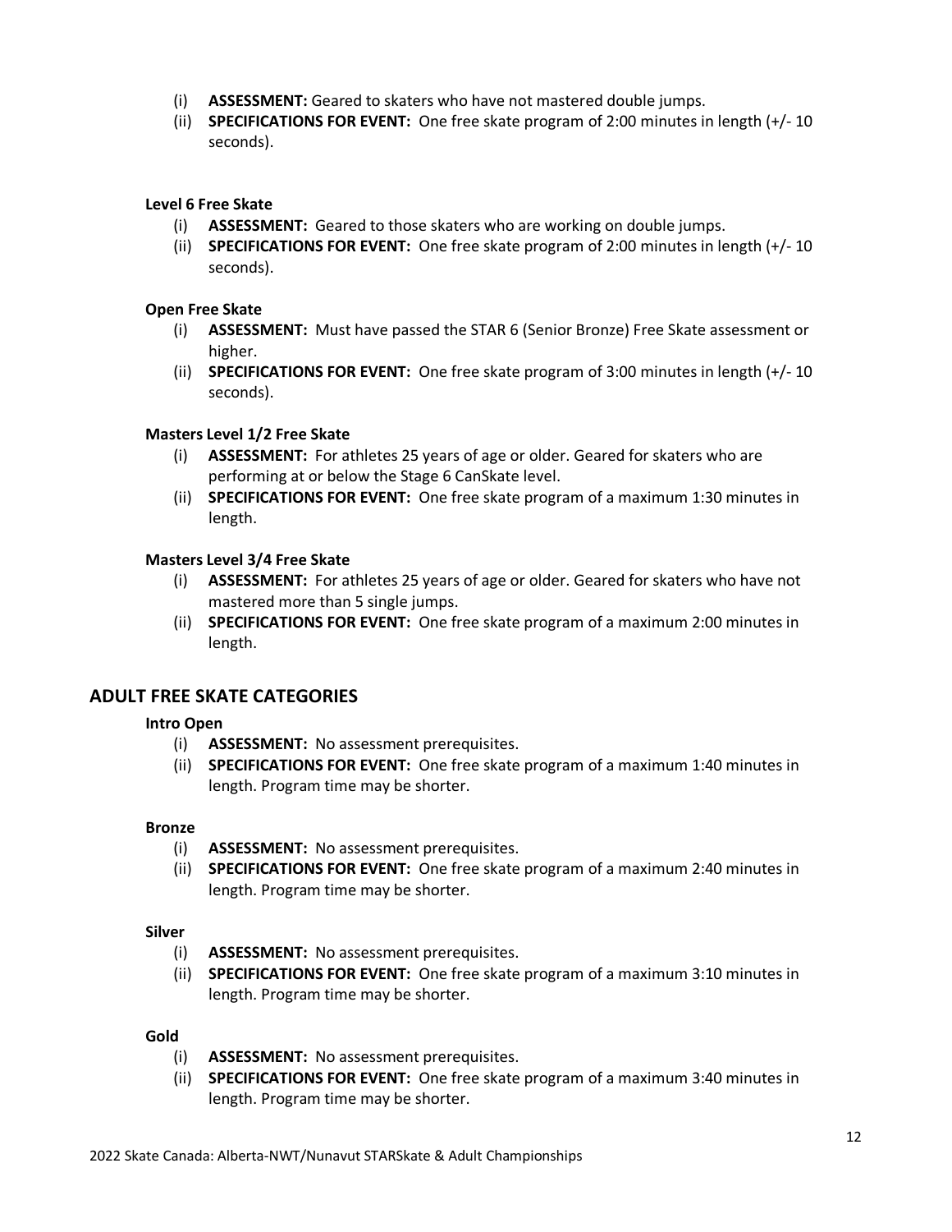(i) **ASSESSMENT:** Geared to skaters who have not mastered double jumps.
(ii) **SPECIFICATIONS FOR EVENT:** One free skate program of 2:00 minutes in length (+/- 10 seconds).

**Level 6 Free Skate**

(i) **ASSESSMENT:** Geared to those skaters who are working on double jumps.
(ii) **SPECIFICATIONS FOR EVENT:** One free skate program of 2:00 minutes in length (+/- 10 seconds).

**Open Free Skate**

(i) **ASSESSMENT:** Must have passed the STAR 6 (Senior Bronze) Free Skate assessment or higher.
(ii) **SPECIFICATIONS FOR EVENT:** One free skate program of 3:00 minutes in length (+/- 10 seconds).

**Masters Level 1/2 Free Skate**

(i) **ASSESSMENT:** For athletes 25 years of age or older. Geared for skaters who are performing at or below the Stage 6 CanSkate level.
(ii) **SPECIFICATIONS FOR EVENT:** One free skate program of a maximum 1:30 minutes in length.

**Masters Level 3/4 Free Skate**

(i) **ASSESSMENT:** For athletes 25 years of age or older. Geared for skaters who have not mastered more than 5 single jumps.
(ii) **SPECIFICATIONS FOR EVENT:** One free skate program of a maximum 2:00 minutes in length.

## ADULT FREE SKATE CATEGORIES

**Intro Open**

(i) **ASSESSMENT:** No assessment prerequisites.
(ii) **SPECIFICATIONS FOR EVENT:** One free skate program of a maximum 1:40 minutes in length. Program time may be shorter.

**Bronze**

(i) **ASSESSMENT:** No assessment prerequisites.
(ii) **SPECIFICATIONS FOR EVENT:** One free skate program of a maximum 2:40 minutes in length. Program time may be shorter.

**Silver**

(i) **ASSESSMENT:** No assessment prerequisites.
(ii) **SPECIFICATIONS FOR EVENT:** One free skate program of a maximum 3:10 minutes in length. Program time may be shorter.

**Gold**

(i) **ASSESSMENT:** No assessment prerequisites.
(ii) **SPECIFICATIONS FOR EVENT:** One free skate program of a maximum 3:40 minutes in length. Program time may be shorter.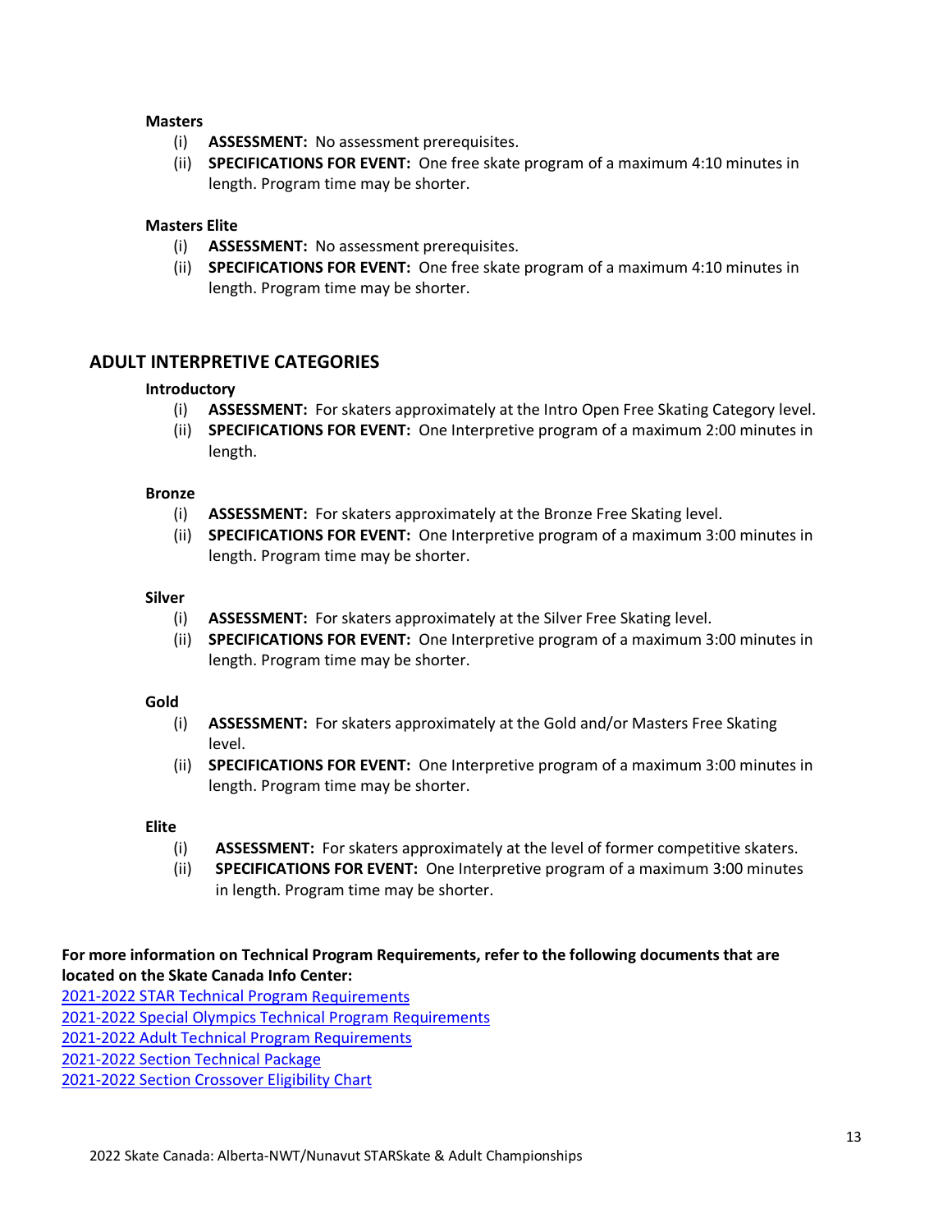**Masters**

(i) **ASSESSMENT:** No assessment prerequisites.

(ii) **SPECIFICATIONS FOR EVENT:** One free skate program of a maximum 4:10 minutes in length. Program time may be shorter.

**Masters Elite**

(i) **ASSESSMENT:** No assessment prerequisites.

(ii) **SPECIFICATIONS FOR EVENT:** One free skate program of a maximum 4:10 minutes in length. Program time may be shorter.

## ADULT INTERPRETIVE CATEGORIES

**Introductory**

(i) **ASSESSMENT:** For skaters approximately at the Intro Open Free Skating Category level.

(ii) **SPECIFICATIONS FOR EVENT:** One Interpretive program of a maximum 2:00 minutes in length.

**Bronze**

(i) **ASSESSMENT:** For skaters approximately at the Bronze Free Skating level.

(ii) **SPECIFICATIONS FOR EVENT:** One Interpretive program of a maximum 3:00 minutes in length. Program time may be shorter.

**Silver**

(i) **ASSESSMENT:** For skaters approximately at the Silver Free Skating level.

(ii) **SPECIFICATIONS FOR EVENT:** One Interpretive program of a maximum 3:00 minutes in length. Program time may be shorter.

**Gold**

(i) **ASSESSMENT:** For skaters approximately at the Gold and/or Masters Free Skating level.

(ii) **SPECIFICATIONS FOR EVENT:** One Interpretive program of a maximum 3:00 minutes in length. Program time may be shorter.

**Elite**

(i) **ASSESSMENT:** For skaters approximately at the level of former competitive skaters.

(ii) **SPECIFICATIONS FOR EVENT:** One Interpretive program of a maximum 3:00 minutes in length. Program time may be shorter.

**For more information on Technical Program Requirements, refer to the following documents that are located on the Skate Canada Info Center:**

2021-2022 STAR Technical Program Requirements
2021-2022 Special Olympics Technical Program Requirements
2021-2022 Adult Technical Program Requirements
2021-2022 Section Technical Package
2021-2022 Section Crossover Eligibility Chart